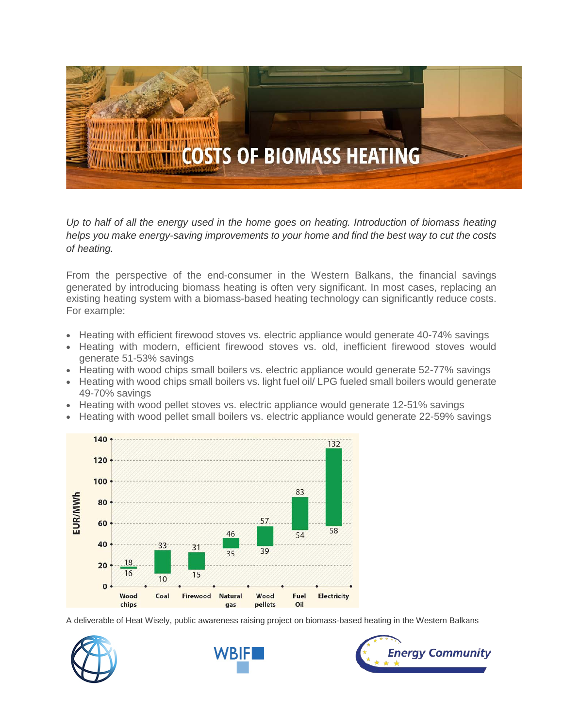# COSTS OF BIOMASS HEATING

*Up to half of all the energy used in the home goes on heating. Introduction of biomass heating helps you make energy-saving improvements to your home and find the best way to cut the costs of heating.*

From the perspective of the end-consumer in the Western Balkans, the financial savings generated by introducing biomass heating is often very significant. In most cases, replacing an existing heating system with a biomass-based heating technology can significantly reduce costs. For example:

- Heating with efficient firewood stoves vs. electric appliance would generate 40-74% savings
- Heating with modern, efficient firewood stoves vs. old, inefficient firewood stoves would generate 51-53% savings
- Heating with wood chips small boilers vs. electric appliance would generate 52-77% savings
- Heating with wood chips small boilers vs. light fuel oil/ LPG fueled small boilers would generate 49-70% savings
- Heating with wood pellet stoves vs. electric appliance would generate 12-51% savings
- Heating with wood pellet small boilers vs. electric appliance would generate 22-59% savings

| Fuel | Min (EUR/MWh) | Max (EUR/MWh) |
|---|---|---|
| Wood chips | 16 | 18 |
| Coal | 10 | 33 |
| Firewood | 15 | 31 |
| Natural gas | 35 | 46 |
| Wood pellets | 39 | 57 |
| Fuel Oil | 54 | 83 |
| Electricity | 58 | 132 |

A deliverable of Heat Wisely, public awareness raising project on biomass-based heating in the Western Balkans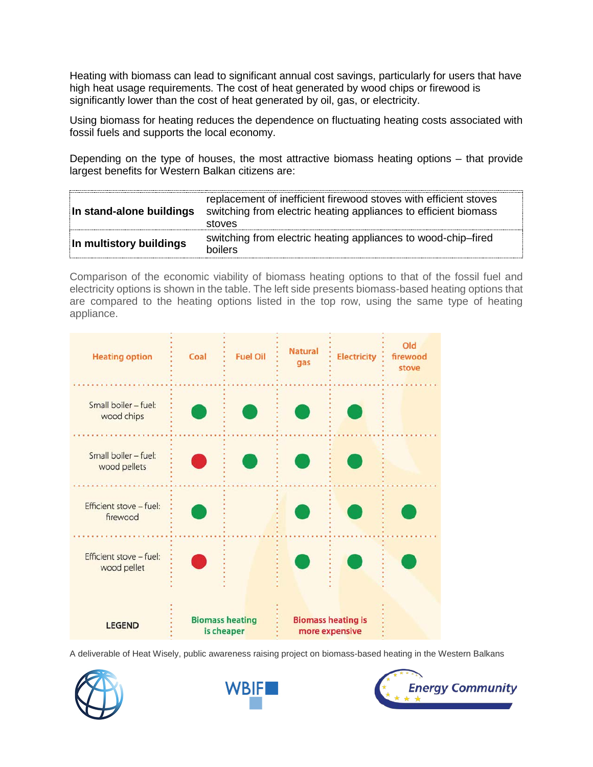Heating with biomass can lead to significant annual cost savings, particularly for users that have high heat usage requirements. The cost of heat generated by wood chips or firewood is significantly lower than the cost of heat generated by oil, gas, or electricity.

Using biomass for heating reduces the dependence on fluctuating heating costs associated with fossil fuels and supports the local economy.

Depending on the type of houses, the most attractive biomass heating options – that provide largest benefits for Western Balkan citizens are:

| | |
|---|---|
| **In stand-alone buildings** | replacement of inefficient firewood stoves with efficient stoves<br>switching from electric heating appliances to efficient biomass stoves |
| **In multistory buildings** | switching from electric heating appliances to wood-chip–fired boilers |

Comparison of the economic viability of biomass heating options to that of the fossil fuel and electricity options is shown in the table. The left side presents biomass-based heating options that are compared to the heating options listed in the top row, using the same type of heating appliance.

| Heating option | Coal | Fuel Oil | Natural gas | Electricity | Old firewood stove |
|---|---|---|---|---|---|
| Small boiler – fuel: wood chips | ● (green) | ● (green) | ● (green) | ● (green) | |
| Small boiler – fuel: wood pellets | ● (red) | ● (green) | ● (green) | ● (green) | |
| Efficient stove – fuel: firewood | ● (green) | | ● (green) | ● (green) | ● (green) |
| Efficient stove – fuel: wood pellet | ● (red) | | ● (green) | ● (green) | ● (green) |

LEGEND: Green – Biomass heating is cheaper; Red – Biomass heating is more expensive

A deliverable of Heat Wisely, public awareness raising project on biomass-based heating in the Western Balkans

WBIF

Energy Community